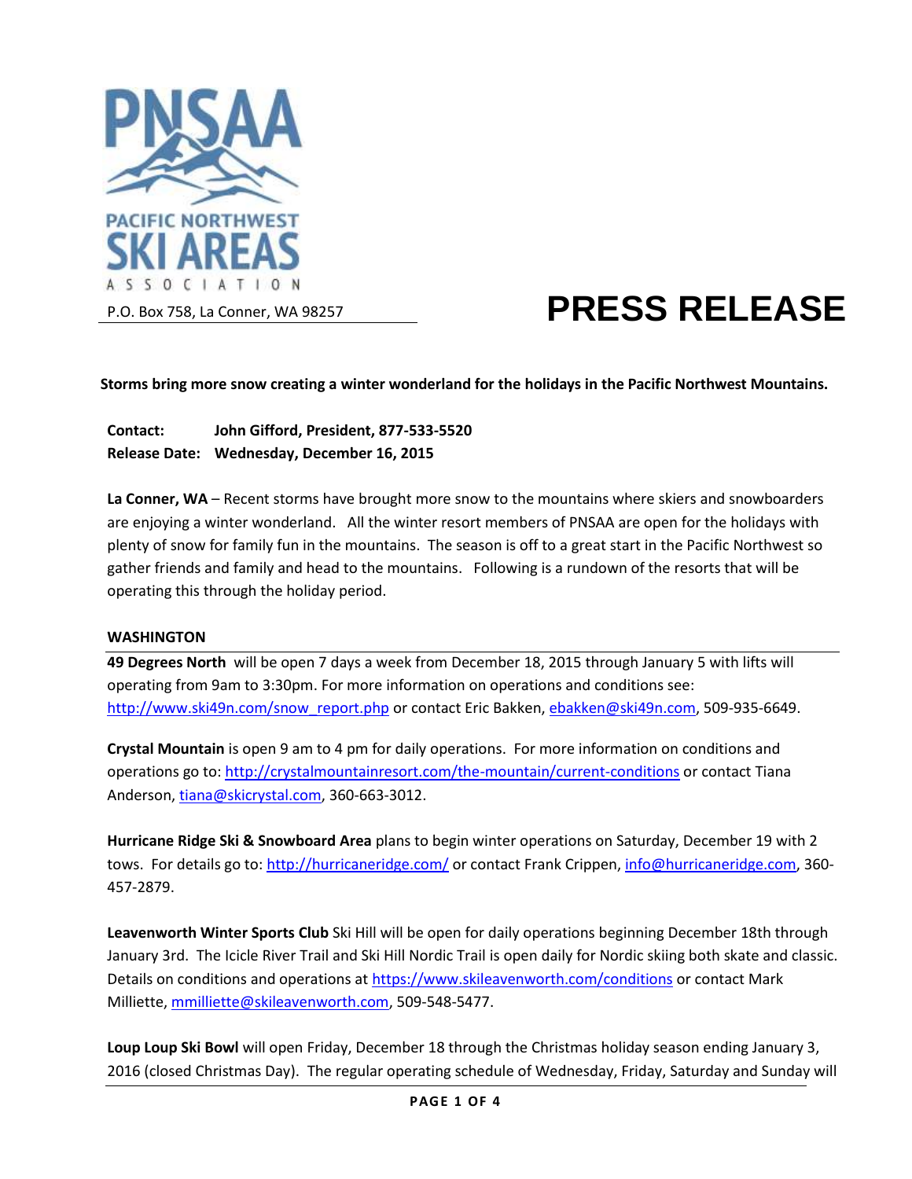PACIFIC NORTHWEST SKI AREAS ASSOCIATION

P.O. Box 758, La Conner, WA 98257

# PRESS RELEASE

**Storms bring more snow creating a winter wonderland for the holidays in the Pacific Northwest Mountains.**

**Contact:** **John Gifford, President, 877-533-5520**
**Release Date:** **Wednesday, December 16, 2015**

**La Conner, WA** – Recent storms have brought more snow to the mountains where skiers and snowboarders are enjoying a winter wonderland. All the winter resort members of PNSAA are open for the holidays with plenty of snow for family fun in the mountains. The season is off to a great start in the Pacific Northwest so gather friends and family and head to the mountains. Following is a rundown of the resorts that will be operating this through the holiday period.

## WASHINGTON

**49 Degrees North** will be open 7 days a week from December 18, 2015 through January 5 with lifts will operating from 9am to 3:30pm. For more information on operations and conditions see: http://www.ski49n.com/snow_report.php or contact Eric Bakken, ebakken@ski49n.com, 509-935-6649.

**Crystal Mountain** is open 9 am to 4 pm for daily operations. For more information on conditions and operations go to: http://crystalmountainresort.com/the-mountain/current-conditions or contact Tiana Anderson, tiana@skicrystal.com, 360-663-3012.

**Hurricane Ridge Ski & Snowboard Area** plans to begin winter operations on Saturday, December 19 with 2 tows. For details go to: http://hurricaneridge.com/ or contact Frank Crippen, info@hurricaneridge.com, 360-457-2879.

**Leavenworth Winter Sports Club** Ski Hill will be open for daily operations beginning December 18th through January 3rd. The Icicle River Trail and Ski Hill Nordic Trail is open daily for Nordic skiing both skate and classic. Details on conditions and operations at https://www.skileavenworth.com/conditions or contact Mark Milliette, mmilliette@skileavenworth.com, 509-548-5477.

**Loup Loup Ski Bowl** will open Friday, December 18 through the Christmas holiday season ending January 3, 2016 (closed Christmas Day). The regular operating schedule of Wednesday, Friday, Saturday and Sunday will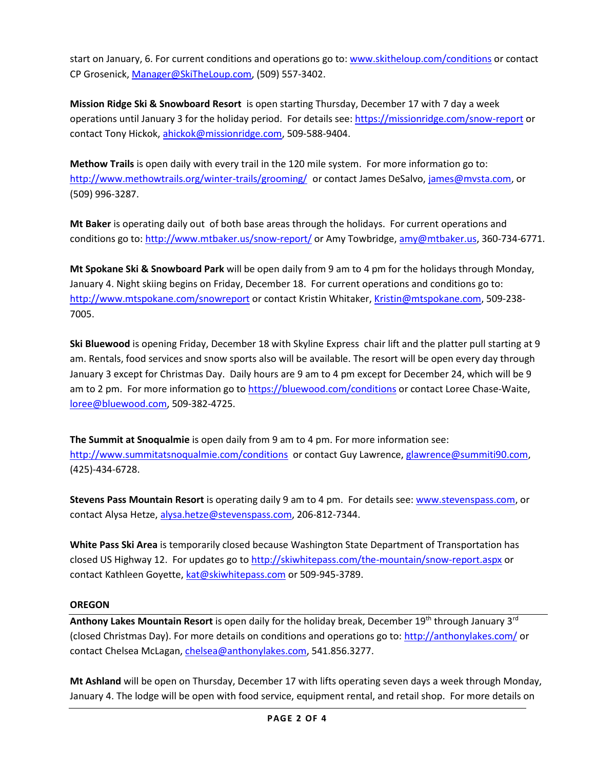start on January, 6. For current conditions and operations go to: [www.skitheloup.com/conditions](http://www.skitheloup.com/conditions) or contact CP Grosenick, [Manager@SkiTheLoup.com](mailto:Manager@SkiTheLoup.com), (509) 557-3402.

**Mission Ridge Ski & Snowboard Resort** is open starting Thursday, December 17 with 7 day a week operations until January 3 for the holiday period. For details see: [https://missionridge.com/snow-report](https://missionridge.com/snow-report) or contact Tony Hickok, [ahickok@missionridge.com](mailto:ahickok@missionridge.com), 509-588-9404.

**Methow Trails** is open daily with every trail in the 120 mile system. For more information go to: [http://www.methowtrails.org/winter-trails/grooming/](http://www.methowtrails.org/winter-trails/grooming/) or contact James DeSalvo, [james@mvsta.com](mailto:james@mvsta.com), or (509) 996-3287.

**Mt Baker** is operating daily out of both base areas through the holidays. For current operations and conditions go to: [http://www.mtbaker.us/snow-report/](http://www.mtbaker.us/snow-report/) or Amy Towbridge, [amy@mtbaker.us](mailto:amy@mtbaker.us), 360-734-6771.

**Mt Spokane Ski & Snowboard Park** will be open daily from 9 am to 4 pm for the holidays through Monday, January 4. Night skiing begins on Friday, December 18. For current operations and conditions go to: [http://www.mtspokane.com/snowreport](http://www.mtspokane.com/snowreport) or contact Kristin Whitaker, [Kristin@mtspokane.com](mailto:Kristin@mtspokane.com), 509-238-7005.

**Ski Bluewood** is opening Friday, December 18 with Skyline Express chair lift and the platter pull starting at 9 am. Rentals, food services and snow sports also will be available. The resort will be open every day through January 3 except for Christmas Day. Daily hours are 9 am to 4 pm except for December 24, which will be 9 am to 2 pm. For more information go to [https://bluewood.com/conditions](https://bluewood.com/conditions) or contact Loree Chase-Waite, [loree@bluewood.com](mailto:loree@bluewood.com), 509-382-4725.

**The Summit at Snoqualmie** is open daily from 9 am to 4 pm. For more information see: [http://www.summitatsnoqualmie.com/conditions](http://www.summitatsnoqualmie.com/conditions) or contact Guy Lawrence, [glawrence@summiti90.com](mailto:glawrence@summiti90.com), (425)-434-6728.

**Stevens Pass Mountain Resort** is operating daily 9 am to 4 pm. For details see: [www.stevenspass.com](http://www.stevenspass.com), or contact Alysa Hetze, [alysa.hetze@stevenspass.com](mailto:alysa.hetze@stevenspass.com), 206-812-7344.

**White Pass Ski Area** is temporarily closed because Washington State Department of Transportation has closed US Highway 12. For updates go to [http://skiwhitepass.com/the-mountain/snow-report.aspx](http://skiwhitepass.com/the-mountain/snow-report.aspx) or contact Kathleen Goyette, [kat@skiwhitepass.com](mailto:kat@skiwhitepass.com) or 509-945-3789.

## OREGON

**Anthony Lakes Mountain Resort** is open daily for the holiday break, December 19th through January 3rd (closed Christmas Day). For more details on conditions and operations go to: [http://anthonylakes.com/](http://anthonylakes.com/) or contact Chelsea McLagan, [chelsea@anthonylakes.com](mailto:chelsea@anthonylakes.com), 541.856.3277.

**Mt Ashland** will be open on Thursday, December 17 with lifts operating seven days a week through Monday, January 4. The lodge will be open with food service, equipment rental, and retail shop. For more details on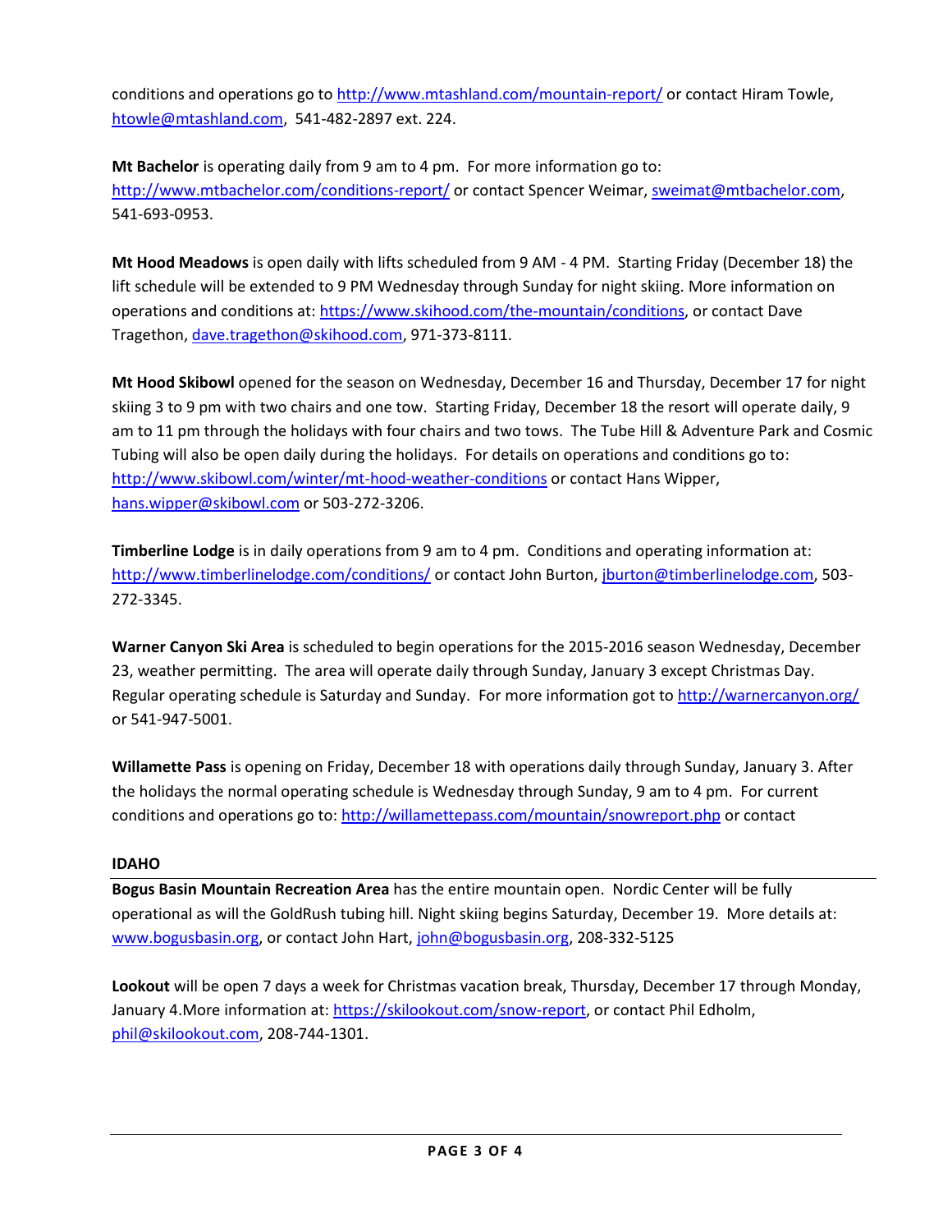conditions and operations go to http://www.mtashland.com/mountain-report/ or contact Hiram Towle, htowle@mtashland.com, 541-482-2897 ext. 224.

**Mt Bachelor** is operating daily from 9 am to 4 pm. For more information go to: http://www.mtbachelor.com/conditions-report/ or contact Spencer Weimar, sweimat@mtbachelor.com, 541-693-0953.

**Mt Hood Meadows** is open daily with lifts scheduled from 9 AM - 4 PM. Starting Friday (December 18) the lift schedule will be extended to 9 PM Wednesday through Sunday for night skiing. More information on operations and conditions at: https://www.skihood.com/the-mountain/conditions, or contact Dave Tragethon, dave.tragethon@skihood.com, 971-373-8111.

**Mt Hood Skibowl** opened for the season on Wednesday, December 16 and Thursday, December 17 for night skiing 3 to 9 pm with two chairs and one tow. Starting Friday, December 18 the resort will operate daily, 9 am to 11 pm through the holidays with four chairs and two tows. The Tube Hill & Adventure Park and Cosmic Tubing will also be open daily during the holidays. For details on operations and conditions go to: http://www.skibowl.com/winter/mt-hood-weather-conditions or contact Hans Wipper, hans.wipper@skibowl.com or 503-272-3206.

**Timberline Lodge** is in daily operations from 9 am to 4 pm. Conditions and operating information at: http://www.timberlinelodge.com/conditions/ or contact John Burton, jburton@timberlinelodge.com, 503-272-3345.

**Warner Canyon Ski Area** is scheduled to begin operations for the 2015-2016 season Wednesday, December 23, weather permitting. The area will operate daily through Sunday, January 3 except Christmas Day. Regular operating schedule is Saturday and Sunday. For more information got to http://warnercanyon.org/ or 541-947-5001.

**Willamette Pass** is opening on Friday, December 18 with operations daily through Sunday, January 3. After the holidays the normal operating schedule is Wednesday through Sunday, 9 am to 4 pm. For current conditions and operations go to: http://willamettepass.com/mountain/snowreport.php or contact

## IDAHO

**Bogus Basin Mountain Recreation Area** has the entire mountain open. Nordic Center will be fully operational as will the GoldRush tubing hill. Night skiing begins Saturday, December 19. More details at: www.bogusbasin.org, or contact John Hart, john@bogusbasin.org, 208-332-5125

**Lookout** will be open 7 days a week for Christmas vacation break, Thursday, December 17 through Monday, January 4.More information at: https://skilookout.com/snow-report, or contact Phil Edholm, phil@skilookout.com, 208-744-1301.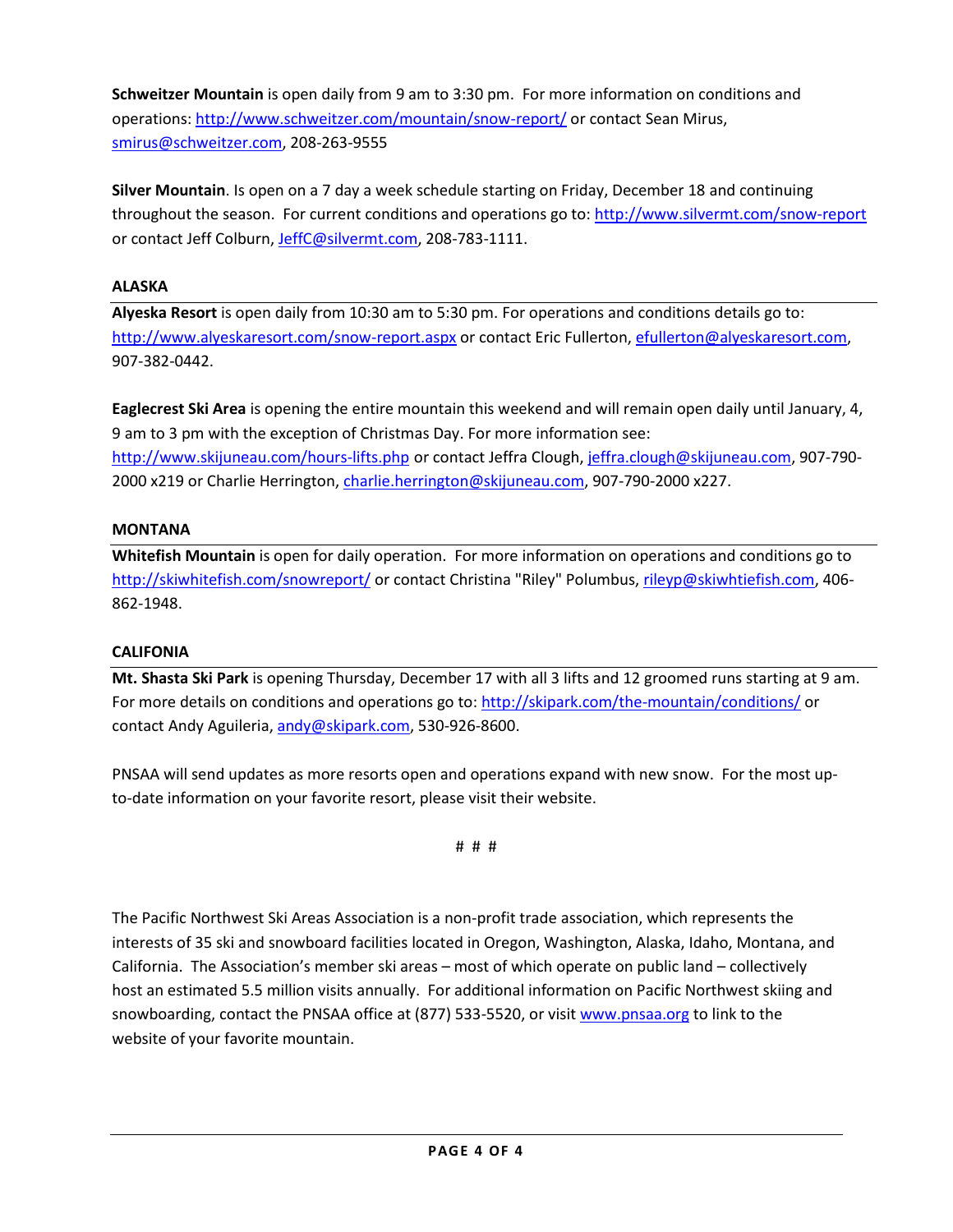**Schweitzer Mountain** is open daily from 9 am to 3:30 pm. For more information on conditions and operations: http://www.schweitzer.com/mountain/snow-report/ or contact Sean Mirus, smirus@schweitzer.com, 208-263-9555

**Silver Mountain**. Is open on a 7 day a week schedule starting on Friday, December 18 and continuing throughout the season. For current conditions and operations go to: http://www.silvermt.com/snow-report or contact Jeff Colburn, JeffC@silvermt.com, 208-783-1111.

## ALASKA

**Alyeska Resort** is open daily from 10:30 am to 5:30 pm. For operations and conditions details go to: http://www.alyeskaresort.com/snow-report.aspx or contact Eric Fullerton, efullerton@alyeskaresort.com, 907-382-0442.

**Eaglecrest Ski Area** is opening the entire mountain this weekend and will remain open daily until January, 4, 9 am to 3 pm with the exception of Christmas Day. For more information see: http://www.skijuneau.com/hours-lifts.php or contact Jeffra Clough, jeffra.clough@skijuneau.com, 907-790-2000 x219 or Charlie Herrington, charlie.herrington@skijuneau.com, 907-790-2000 x227.

## MONTANA

**Whitefish Mountain** is open for daily operation. For more information on operations and conditions go to http://skiwhitefish.com/snowreport/ or contact Christina "Riley" Polumbus, rileyp@skiwhtiefish.com, 406-862-1948.

## CALIFONIA

**Mt. Shasta Ski Park** is opening Thursday, December 17 with all 3 lifts and 12 groomed runs starting at 9 am. For more details on conditions and operations go to: http://skipark.com/the-mountain/conditions/ or contact Andy Aguileria, andy@skipark.com, 530-926-8600.

PNSAA will send updates as more resorts open and operations expand with new snow. For the most up-to-date information on your favorite resort, please visit their website.

# # #

The Pacific Northwest Ski Areas Association is a non-profit trade association, which represents the interests of 35 ski and snowboard facilities located in Oregon, Washington, Alaska, Idaho, Montana, and California. The Association's member ski areas – most of which operate on public land – collectively host an estimated 5.5 million visits annually. For additional information on Pacific Northwest skiing and snowboarding, contact the PNSAA office at (877) 533-5520, or visit www.pnsaa.org to link to the website of your favorite mountain.